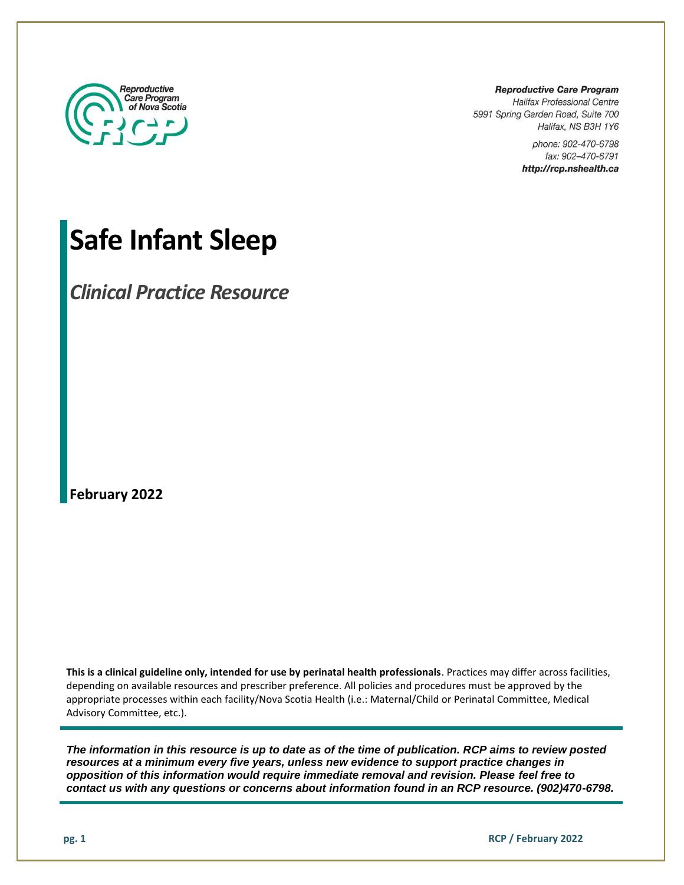Reproductive Care Program of Nova Scotia

**Reproductive Care Program**
*Halifax Professional Centre*
*5991 Spring Garden Road, Suite 700*
*Halifax, NS B3H 1Y6*

*phone: 902-470-6798*
*fax: 902–470-6791*
***http://rcp.nshealth.ca***

# Safe Infant Sleep

## *Clinical Practice Resource*

**February 2022**

**This is a clinical guideline only, intended for use by perinatal health professionals**. Practices may differ across facilities, depending on available resources and prescriber preference. All policies and procedures must be approved by the appropriate processes within each facility/Nova Scotia Health (i.e.: Maternal/Child or Perinatal Committee, Medical Advisory Committee, etc.).

***The information in this resource is up to date as of the time of publication. RCP aims to review posted resources at a minimum every five years, unless new evidence to support practice changes in opposition of this information would require immediate removal and revision. Please feel free to contact us with any questions or concerns about information found in an RCP resource. (902)470-6798.***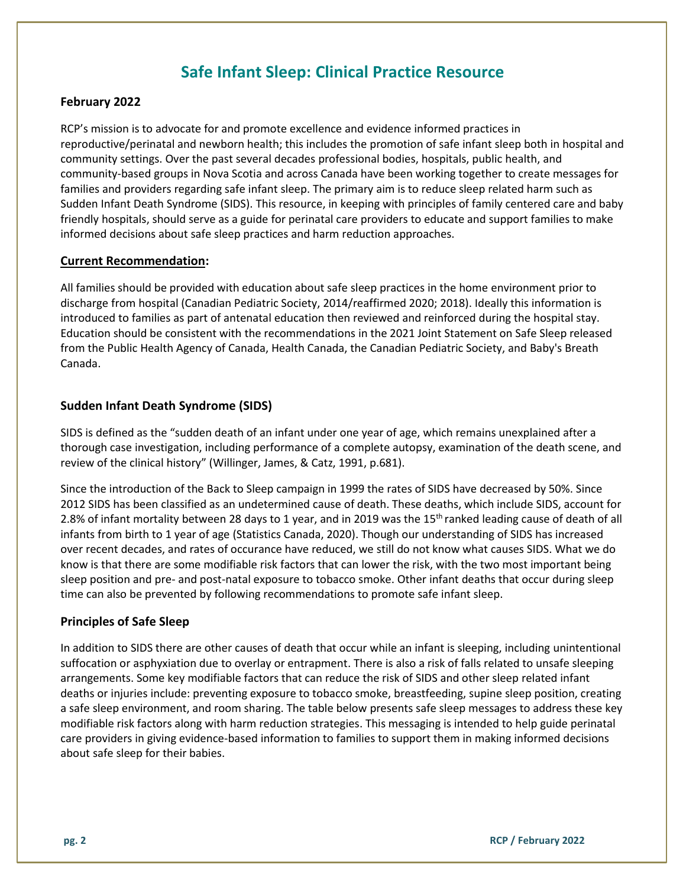# Safe Infant Sleep: Clinical Practice Resource

**February 2022**

RCP's mission is to advocate for and promote excellence and evidence informed practices in reproductive/perinatal and newborn health; this includes the promotion of safe infant sleep both in hospital and community settings. Over the past several decades professional bodies, hospitals, public health, and community-based groups in Nova Scotia and across Canada have been working together to create messages for families and providers regarding safe infant sleep. The primary aim is to reduce sleep related harm such as Sudden Infant Death Syndrome (SIDS). This resource, in keeping with principles of family centered care and baby friendly hospitals, should serve as a guide for perinatal care providers to educate and support families to make informed decisions about safe sleep practices and harm reduction approaches.

**Current Recommendation:**

All families should be provided with education about safe sleep practices in the home environment prior to discharge from hospital (Canadian Pediatric Society, 2014/reaffirmed 2020; 2018). Ideally this information is introduced to families as part of antenatal education then reviewed and reinforced during the hospital stay. Education should be consistent with the recommendations in the 2021 Joint Statement on Safe Sleep released from the Public Health Agency of Canada, Health Canada, the Canadian Pediatric Society, and Baby's Breath Canada.

## Sudden Infant Death Syndrome (SIDS)

SIDS is defined as the "sudden death of an infant under one year of age, which remains unexplained after a thorough case investigation, including performance of a complete autopsy, examination of the death scene, and review of the clinical history" (Willinger, James, & Catz, 1991, p.681).

Since the introduction of the Back to Sleep campaign in 1999 the rates of SIDS have decreased by 50%. Since 2012 SIDS has been classified as an undetermined cause of death. These deaths, which include SIDS, account for 2.8% of infant mortality between 28 days to 1 year, and in 2019 was the 15th ranked leading cause of death of all infants from birth to 1 year of age (Statistics Canada, 2020). Though our understanding of SIDS has increased over recent decades, and rates of occurance have reduced, we still do not know what causes SIDS. What we do know is that there are some modifiable risk factors that can lower the risk, with the two most important being sleep position and pre- and post-natal exposure to tobacco smoke. Other infant deaths that occur during sleep time can also be prevented by following recommendations to promote safe infant sleep.

## Principles of Safe Sleep

In addition to SIDS there are other causes of death that occur while an infant is sleeping, including unintentional suffocation or asphyxiation due to overlay or entrapment. There is also a risk of falls related to unsafe sleeping arrangements. Some key modifiable factors that can reduce the risk of SIDS and other sleep related infant deaths or injuries include: preventing exposure to tobacco smoke, breastfeeding, supine sleep position, creating a safe sleep environment, and room sharing. The table below presents safe sleep messages to address these key modifiable risk factors along with harm reduction strategies. This messaging is intended to help guide perinatal care providers in giving evidence-based information to families to support them in making informed decisions about safe sleep for their babies.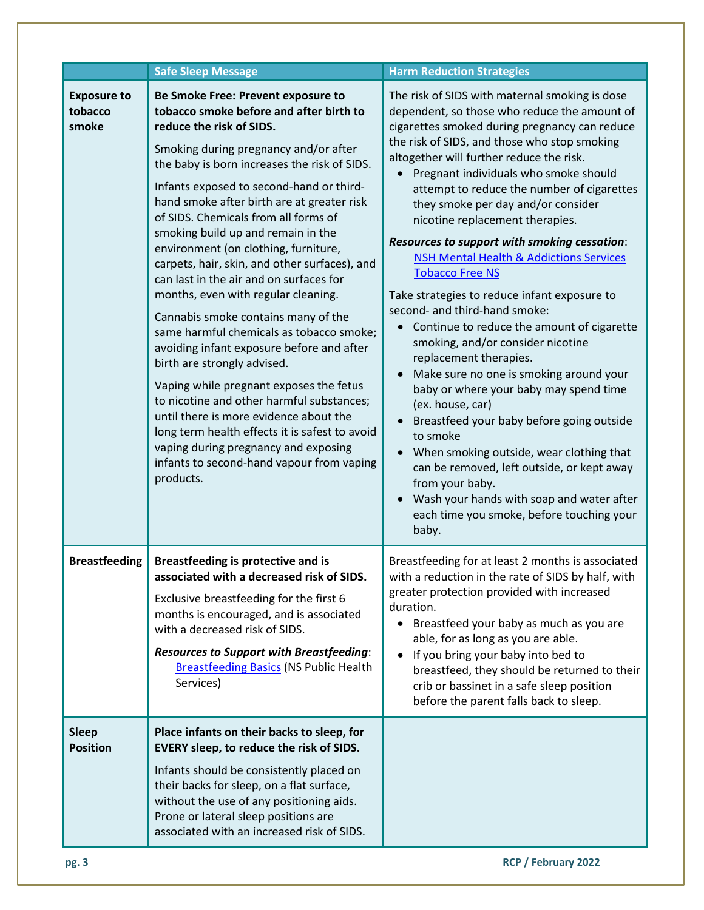| | Safe Sleep Message | Harm Reduction Strategies |
|---|---|---|
| **Exposure to tobacco smoke** | **Be Smoke Free: Prevent exposure to tobacco smoke before and after birth to reduce the risk of SIDS.**<br><br>Smoking during pregnancy and/or after the baby is born increases the risk of SIDS.<br><br>Infants exposed to second-hand or third-hand smoke after birth are at greater risk of SIDS. Chemicals from all forms of smoking build up and remain in the environment (on clothing, furniture, carpets, hair, skin, and other surfaces), and can last in the air and on surfaces for months, even with regular cleaning.<br><br>Cannabis smoke contains many of the same harmful chemicals as tobacco smoke; avoiding infant exposure before and after birth are strongly advised.<br><br>Vaping while pregnant exposes the fetus to nicotine and other harmful substances; until there is more evidence about the long term health effects it is safest to avoid vaping during pregnancy and exposing infants to second-hand vapour from vaping products. | The risk of SIDS with maternal smoking is dose dependent, so those who reduce the amount of cigarettes smoked during pregnancy can reduce the risk of SIDS, and those who stop smoking altogether will further reduce the risk.<br>• Pregnant individuals who smoke should attempt to reduce the number of cigarettes they smoke per day and/or consider nicotine replacement therapies.<br><br>***Resources to support with smoking cessation*:**<br>NSH Mental Health & Addictions Services<br>Tobacco Free NS<br><br>Take strategies to reduce infant exposure to second- and third-hand smoke:<br>• Continue to reduce the amount of cigarette smoking, and/or consider nicotine replacement therapies.<br>• Make sure no one is smoking around your baby or where your baby may spend time (ex. house, car)<br>• Breastfeed your baby before going outside to smoke<br>• When smoking outside, wear clothing that can be removed, left outside, or kept away from your baby.<br>• Wash your hands with soap and water after each time you smoke, before touching your baby. |
| **Breastfeeding** | **Breastfeeding is protective and is associated with a decreased risk of SIDS.**<br><br>Exclusive breastfeeding for the first 6 months is encouraged, and is associated with a decreased risk of SIDS.<br><br>***Resources to Support with Breastfeeding*:**<br>Breastfeeding Basics (NS Public Health Services) | Breastfeeding for at least 2 months is associated with a reduction in the rate of SIDS by half, with greater protection provided with increased duration.<br>• Breastfeed your baby as much as you are able, for as long as you are able.<br>• If you bring your baby into bed to breastfeed, they should be returned to their crib or bassinet in a safe sleep position before the parent falls back to sleep. |
| **Sleep Position** | **Place infants on their backs to sleep, for EVERY sleep, to reduce the risk of SIDS.**<br><br>Infants should be consistently placed on their backs for sleep, on a flat surface, without the use of any positioning aids. Prone or lateral sleep positions are associated with an increased risk of SIDS. | |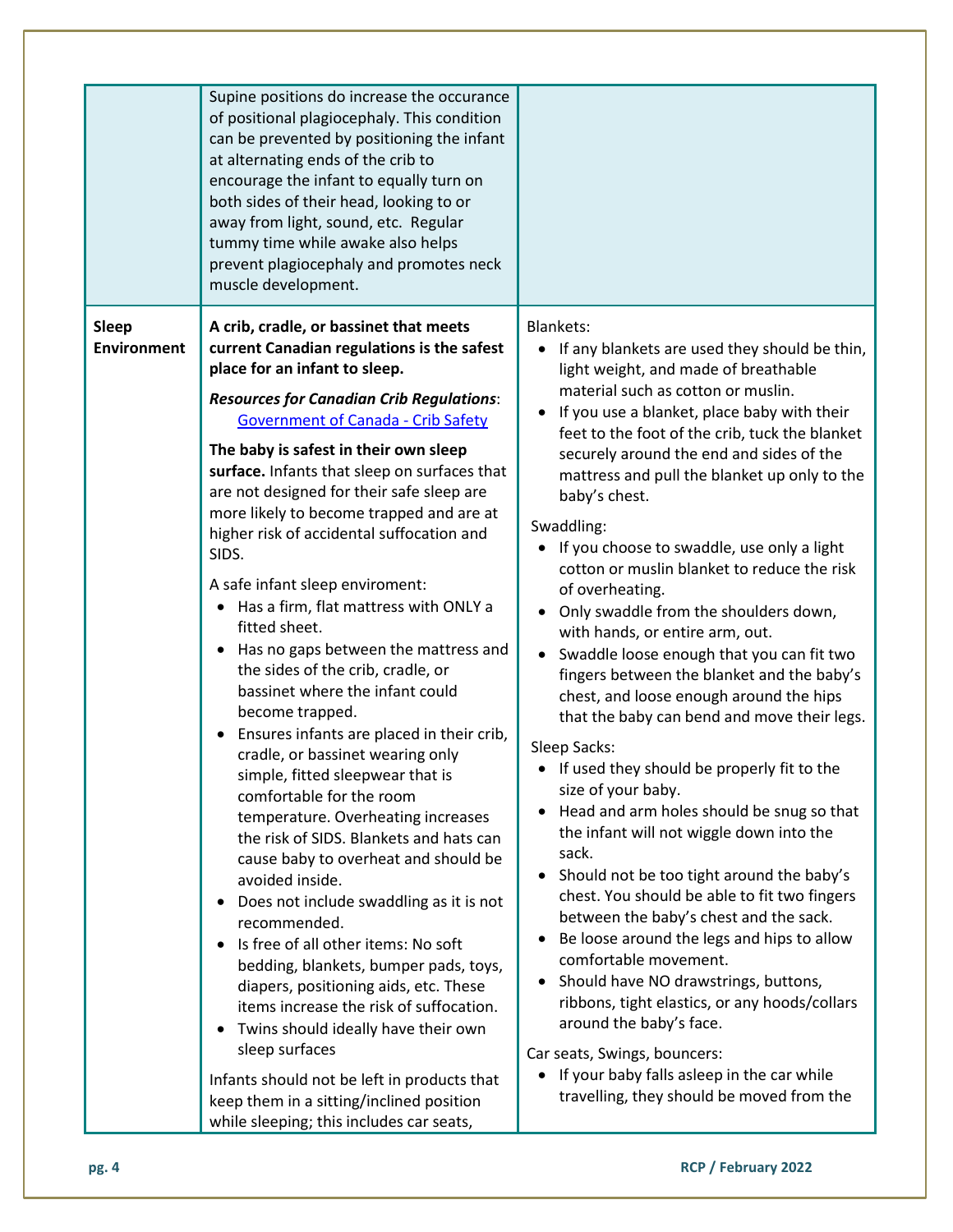| | | |
|---|---|---|
| | Supine positions do increase the occurance of positional plagiocephaly. This condition can be prevented by positioning the infant at alternating ends of the crib to encourage the infant to equally turn on both sides of their head, looking to or away from light, sound, etc. Regular tummy time while awake also helps prevent plagiocephaly and promotes neck muscle development. | |
| **Sleep Environment** | **A crib, cradle, or bassinet that meets current Canadian regulations is the safest place for an infant to sleep.**<br><br>***Resources for Canadian Crib Regulations***: [Government of Canada - Crib Safety]()<br><br>**The baby is safest in their own sleep surface.** Infants that sleep on surfaces that are not designed for their safe sleep are more likely to become trapped and are at higher risk of accidental suffocation and SIDS.<br><br>A safe infant sleep enviroment:<br>• Has a firm, flat mattress with ONLY a fitted sheet.<br>• Has no gaps between the mattress and the sides of the crib, cradle, or bassinet where the infant could become trapped.<br>• Ensures infants are placed in their crib, cradle, or bassinet wearing only simple, fitted sleepwear that is comfortable for the room temperature. Overheating increases the risk of SIDS. Blankets and hats can cause baby to overheat and should be avoided inside.<br>• Does not include swaddling as it is not recommended.<br>• Is free of all other items: No soft bedding, blankets, bumper pads, toys, diapers, positioning aids, etc. These items increase the risk of suffocation.<br>• Twins should ideally have their own sleep surfaces<br><br>Infants should not be left in products that keep them in a sitting/inclined position while sleeping; this includes car seats, | Blankets:<br>• If any blankets are used they should be thin, light weight, and made of breathable material such as cotton or muslin.<br>• If you use a blanket, place baby with their feet to the foot of the crib, tuck the blanket securely around the end and sides of the mattress and pull the blanket up only to the baby's chest.<br><br>Swaddling:<br>• If you choose to swaddle, use only a light cotton or muslin blanket to reduce the risk of overheating.<br>• Only swaddle from the shoulders down, with hands, or entire arm, out.<br>• Swaddle loose enough that you can fit two fingers between the blanket and the baby's chest, and loose enough around the hips that the baby can bend and move their legs.<br><br>Sleep Sacks:<br>• If used they should be properly fit to the size of your baby.<br>• Head and arm holes should be snug so that the infant will not wiggle down into the sack.<br>• Should not be too tight around the baby's chest. You should be able to fit two fingers between the baby's chest and the sack.<br>• Be loose around the legs and hips to allow comfortable movement.<br>• Should have NO drawstrings, buttons, ribbons, tight elastics, or any hoods/collars around the baby's face.<br><br>Car seats, Swings, bouncers:<br>• If your baby falls asleep in the car while travelling, they should be moved from the |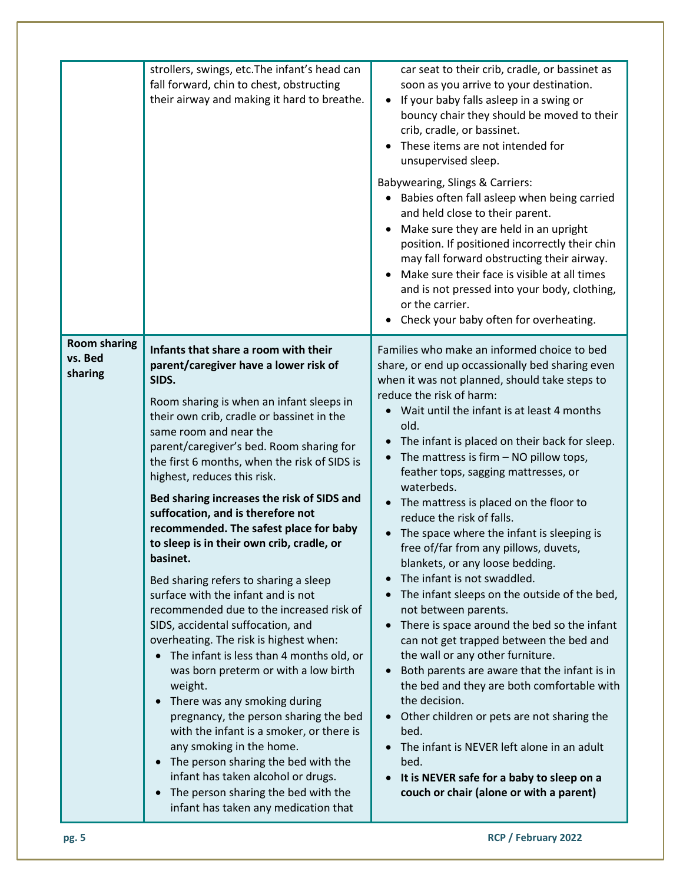| | | |
|---|---|---|
| | strollers, swings, etc.The infant's head can fall forward, chin to chest, obstructing their airway and making it hard to breathe. | car seat to their crib, cradle, or bassinet as soon as you arrive to your destination.<br>• If your baby falls asleep in a swing or bouncy chair they should be moved to their crib, cradle, or bassinet.<br>• These items are not intended for unsupervised sleep.<br><br>Babywearing, Slings & Carriers:<br>• Babies often fall asleep when being carried and held close to their parent.<br>• Make sure they are held in an upright position. If positioned incorrectly their chin may fall forward obstructing their airway.<br>• Make sure their face is visible at all times and is not pressed into your body, clothing, or the carrier.<br>• Check your baby often for overheating. |
| **Room sharing vs. Bed sharing** | **Infants that share a room with their parent/caregiver have a lower risk of SIDS.**<br><br>Room sharing is when an infant sleeps in their own crib, cradle or bassinet in the same room and near the parent/caregiver's bed. Room sharing for the first 6 months, when the risk of SIDS is highest, reduces this risk.<br><br>**Bed sharing increases the risk of SIDS and suffocation, and is therefore not recommended. The safest place for baby to sleep is in their own crib, cradle, or basinet.**<br><br>Bed sharing refers to sharing a sleep surface with the infant and is not recommended due to the increased risk of SIDS, accidental suffocation, and overheating. The risk is highest when:<br>• The infant is less than 4 months old, or was born preterm or with a low birth weight.<br>• There was any smoking during pregnancy, the person sharing the bed with the infant is a smoker, or there is any smoking in the home.<br>• The person sharing the bed with the infant has taken alcohol or drugs.<br>• The person sharing the bed with the infant has taken any medication that | Families who make an informed choice to bed share, or end up occassionally bed sharing even when it was not planned, should take steps to reduce the risk of harm:<br>• Wait until the infant is at least 4 months old.<br>• The infant is placed on their back for sleep.<br>• The mattress is firm – NO pillow tops, feather tops, sagging mattresses, or waterbeds.<br>• The mattress is placed on the floor to reduce the risk of falls.<br>• The space where the infant is sleeping is free of/far from any pillows, duvets, blankets, or any loose bedding.<br>• The infant is not swaddled.<br>• The infant sleeps on the outside of the bed, not between parents.<br>• There is space around the bed so the infant can not get trapped between the bed and the wall or any other furniture.<br>• Both parents are aware that the infant is in the bed and they are both comfortable with the decision.<br>• Other children or pets are not sharing the bed.<br>• The infant is NEVER left alone in an adult bed.<br>• **It is NEVER safe for a baby to sleep on a couch or chair (alone or with a parent)** |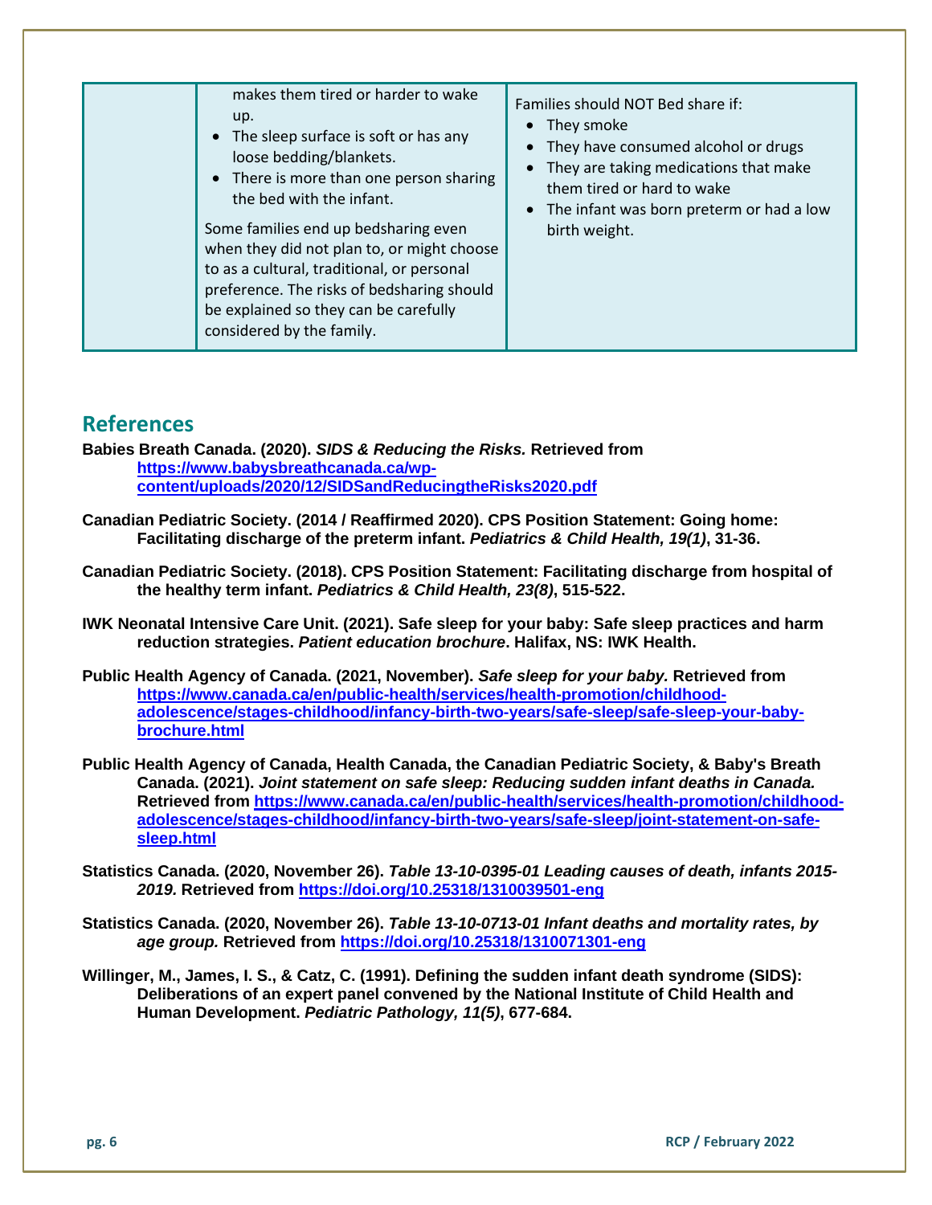| | | |
|---|---|---|
| | makes them tired or harder to wake up.<br>• The sleep surface is soft or has any loose bedding/blankets.<br>• There is more than one person sharing the bed with the infant.<br><br>Some families end up bedsharing even when they did not plan to, or might choose to as a cultural, traditional, or personal preference. The risks of bedsharing should be explained so they can be carefully considered by the family. | Families should NOT Bed share if:<br>• They smoke<br>• They have consumed alcohol or drugs<br>• They are taking medications that make them tired or hard to wake<br>• The infant was born preterm or had a low birth weight. |

## References

**Babies Breath Canada. (2020). *SIDS & Reducing the Risks.* Retrieved from https://www.babysbreathcanada.ca/wp-content/uploads/2020/12/SIDSandReducingtheRisks2020.pdf**

**Canadian Pediatric Society. (2014 / Reaffirmed 2020). CPS Position Statement: Going home: Facilitating discharge of the preterm infant. *Pediatrics & Child Health, 19(1)*, 31-36.**

**Canadian Pediatric Society. (2018). CPS Position Statement: Facilitating discharge from hospital of the healthy term infant. *Pediatrics & Child Health, 23(8)*, 515-522.**

**IWK Neonatal Intensive Care Unit. (2021). Safe sleep for your baby: Safe sleep practices and harm reduction strategies. *Patient education brochure*. Halifax, NS: IWK Health.**

**Public Health Agency of Canada. (2021, November). *Safe sleep for your baby.* Retrieved from https://www.canada.ca/en/public-health/services/health-promotion/childhood-adolescence/stages-childhood/infancy-birth-two-years/safe-sleep/safe-sleep-your-baby-brochure.html**

**Public Health Agency of Canada, Health Canada, the Canadian Pediatric Society, & Baby's Breath Canada. (2021). *Joint statement on safe sleep: Reducing sudden infant deaths in Canada.* Retrieved from https://www.canada.ca/en/public-health/services/health-promotion/childhood-adolescence/stages-childhood/infancy-birth-two-years/safe-sleep/joint-statement-on-safe-sleep.html**

**Statistics Canada. (2020, November 26). *Table 13-10-0395-01 Leading causes of death, infants 2015-2019.* Retrieved from https://doi.org/10.25318/1310039501-eng**

**Statistics Canada. (2020, November 26). *Table 13-10-0713-01 Infant deaths and mortality rates, by age group.* Retrieved from https://doi.org/10.25318/1310071301-eng**

**Willinger, M., James, I. S., & Catz, C. (1991). Defining the sudden infant death syndrome (SIDS): Deliberations of an expert panel convened by the National Institute of Child Health and Human Development. *Pediatric Pathology, 11(5)*, 677-684.**